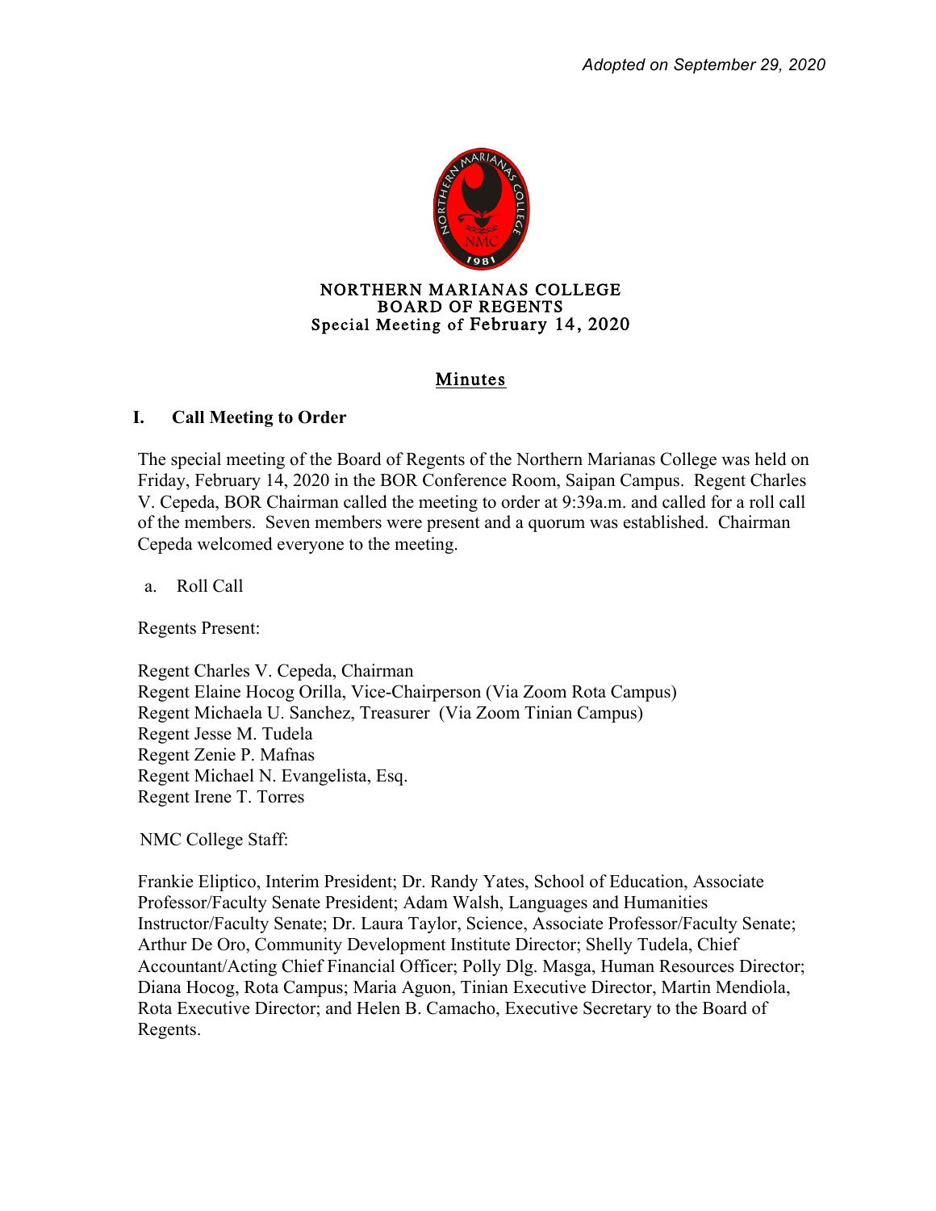*Adopted on September 29, 2020*

# NORTHERN MARIANAS COLLEGE
## BOARD OF REGENTS
### Special Meeting of February 14, 2020

## Minutes

### I. Call Meeting to Order

The special meeting of the Board of Regents of the Northern Marianas College was held on Friday, February 14, 2020 in the BOR Conference Room, Saipan Campus. Regent Charles V. Cepeda, BOR Chairman called the meeting to order at 9:39a.m. and called for a roll call of the members. Seven members were present and a quorum was established. Chairman Cepeda welcomed everyone to the meeting.

a. Roll Call

Regents Present:

Regent Charles V. Cepeda, Chairman
Regent Elaine Hocog Orilla, Vice-Chairperson (Via Zoom Rota Campus)
Regent Michaela U. Sanchez, Treasurer (Via Zoom Tinian Campus)
Regent Jesse M. Tudela
Regent Zenie P. Mafnas
Regent Michael N. Evangelista, Esq.
Regent Irene T. Torres

NMC College Staff:

Frankie Eliptico, Interim President; Dr. Randy Yates, School of Education, Associate Professor/Faculty Senate President; Adam Walsh, Languages and Humanities Instructor/Faculty Senate; Dr. Laura Taylor, Science, Associate Professor/Faculty Senate; Arthur De Oro, Community Development Institute Director; Shelly Tudela, Chief Accountant/Acting Chief Financial Officer; Polly Dlg. Masga, Human Resources Director; Diana Hocog, Rota Campus; Maria Aguon, Tinian Executive Director, Martin Mendiola, Rota Executive Director; and Helen B. Camacho, Executive Secretary to the Board of Regents.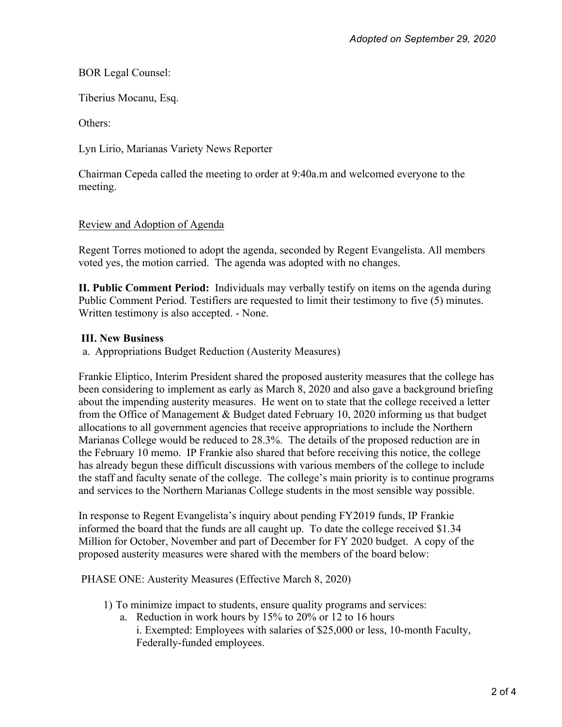*Adopted on September 29, 2020*

BOR Legal Counsel:

Tiberius Mocanu, Esq.

Others:

Lyn Lirio, Marianas Variety News Reporter

Chairman Cepeda called the meeting to order at 9:40a.m and welcomed everyone to the meeting.

<u>Review and Adoption of Agenda</u>

Regent Torres motioned to adopt the agenda, seconded by Regent Evangelista. All members voted yes, the motion carried. The agenda was adopted with no changes.

**II. Public Comment Period:** Individuals may verbally testify on items on the agenda during Public Comment Period. Testifiers are requested to limit their testimony to five (5) minutes. Written testimony is also accepted. - None.

**III. New Business**

a. Appropriations Budget Reduction (Austerity Measures)

Frankie Eliptico, Interim President shared the proposed austerity measures that the college has been considering to implement as early as March 8, 2020 and also gave a background briefing about the impending austerity measures. He went on to state that the college received a letter from the Office of Management & Budget dated February 10, 2020 informing us that budget allocations to all government agencies that receive appropriations to include the Northern Marianas College would be reduced to 28.3%. The details of the proposed reduction are in the February 10 memo. IP Frankie also shared that before receiving this notice, the college has already begun these difficult discussions with various members of the college to include the staff and faculty senate of the college. The college's main priority is to continue programs and services to the Northern Marianas College students in the most sensible way possible.

In response to Regent Evangelista's inquiry about pending FY2019 funds, IP Frankie informed the board that the funds are all caught up. To date the college received $1.34 Million for October, November and part of December for FY 2020 budget. A copy of the proposed austerity measures were shared with the members of the board below:

PHASE ONE: Austerity Measures (Effective March 8, 2020)

1) To minimize impact to students, ensure quality programs and services:
   a. Reduction in work hours by 15% to 20% or 12 to 16 hours
      i. Exempted: Employees with salaries of $25,000 or less, 10-month Faculty, Federally-funded employees.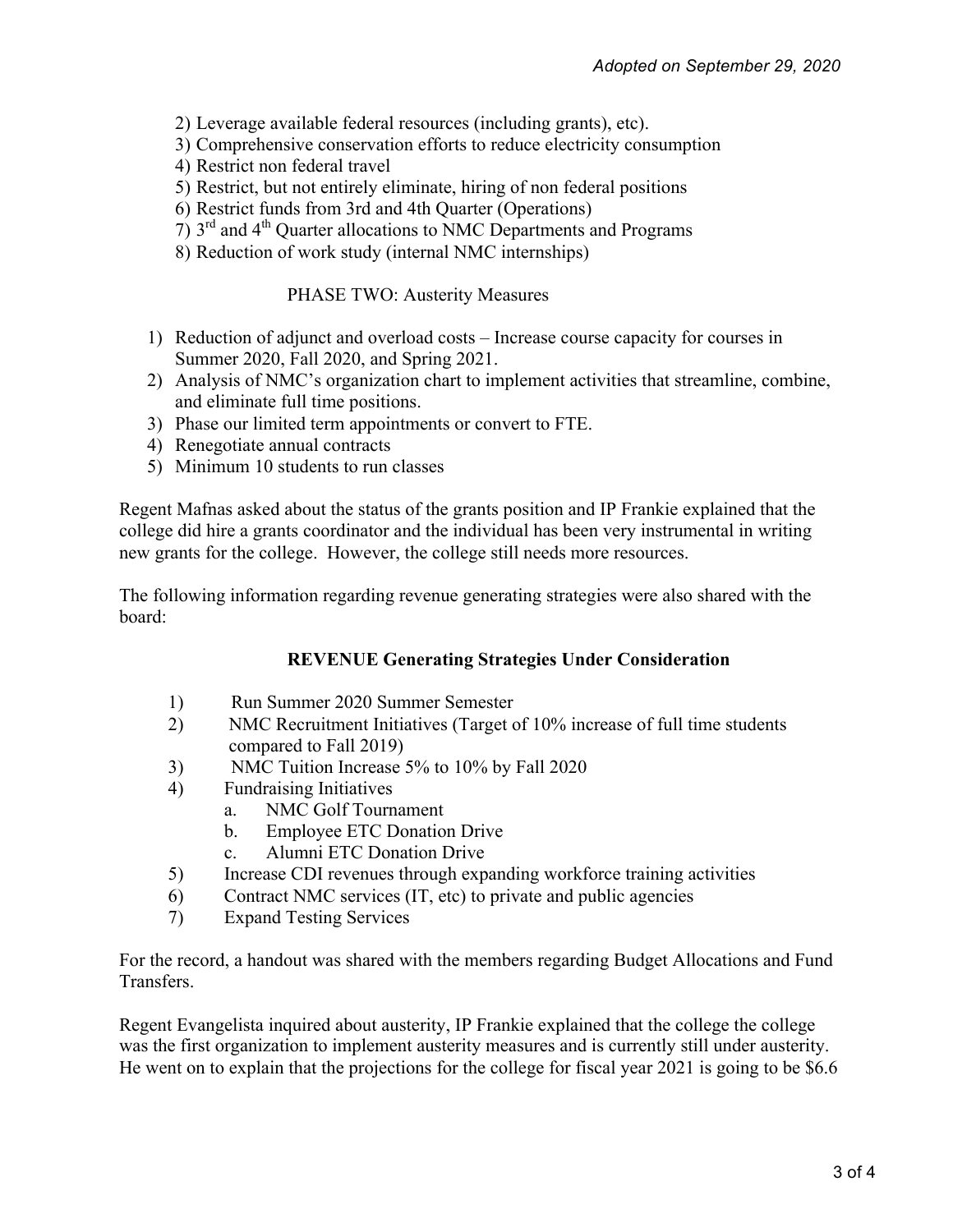*Adopted on September 29, 2020*

2) Leverage available federal resources (including grants), etc).
3) Comprehensive conservation efforts to reduce electricity consumption
4) Restrict non federal travel
5) Restrict, but not entirely eliminate, hiring of non federal positions
6) Restrict funds from 3rd and 4th Quarter (Operations)
7) 3rd and 4th Quarter allocations to NMC Departments and Programs
8) Reduction of work study (internal NMC internships)

PHASE TWO: Austerity Measures

1) Reduction of adjunct and overload costs – Increase course capacity for courses in Summer 2020, Fall 2020, and Spring 2021.
2) Analysis of NMC's organization chart to implement activities that streamline, combine, and eliminate full time positions.
3) Phase our limited term appointments or convert to FTE.
4) Renegotiate annual contracts
5) Minimum 10 students to run classes

Regent Mafnas asked about the status of the grants position and IP Frankie explained that the college did hire a grants coordinator and the individual has been very instrumental in writing new grants for the college. However, the college still needs more resources.

The following information regarding revenue generating strategies were also shared with the board:

**REVENUE Generating Strategies Under Consideration**

1) Run Summer 2020 Summer Semester
2) NMC Recruitment Initiatives (Target of 10% increase of full time students compared to Fall 2019)
3) NMC Tuition Increase 5% to 10% by Fall 2020
4) Fundraising Initiatives
   a. NMC Golf Tournament
   b. Employee ETC Donation Drive
   c. Alumni ETC Donation Drive
5) Increase CDI revenues through expanding workforce training activities
6) Contract NMC services (IT, etc) to private and public agencies
7) Expand Testing Services

For the record, a handout was shared with the members regarding Budget Allocations and Fund Transfers.

Regent Evangelista inquired about austerity, IP Frankie explained that the college the college was the first organization to implement austerity measures and is currently still under austerity. He went on to explain that the projections for the college for fiscal year 2021 is going to be $6.6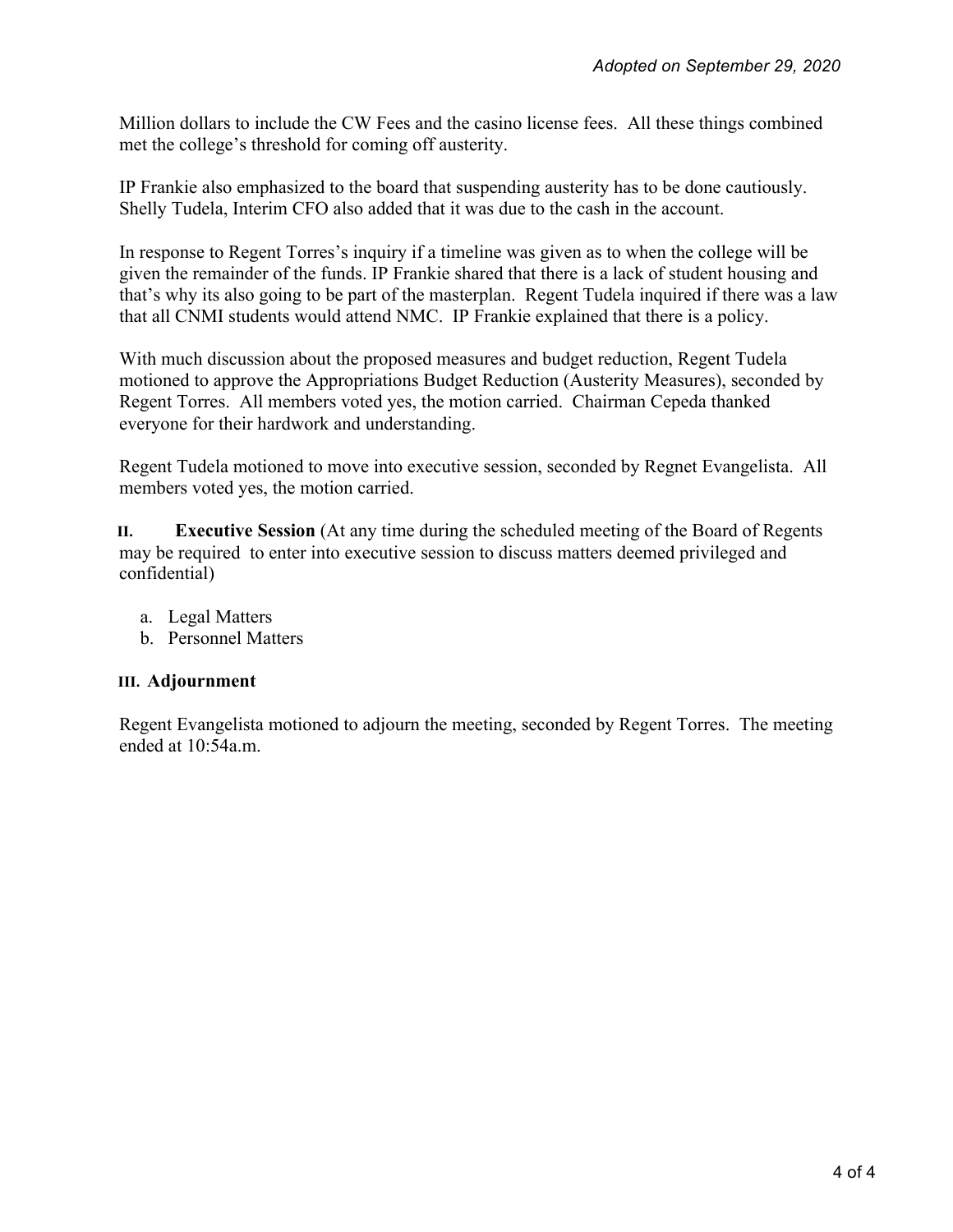*Adopted on September 29, 2020*

Million dollars to include the CW Fees and the casino license fees. All these things combined met the college's threshold for coming off austerity.

IP Frankie also emphasized to the board that suspending austerity has to be done cautiously. Shelly Tudela, Interim CFO also added that it was due to the cash in the account.

In response to Regent Torres's inquiry if a timeline was given as to when the college will be given the remainder of the funds. IP Frankie shared that there is a lack of student housing and that's why its also going to be part of the masterplan. Regent Tudela inquired if there was a law that all CNMI students would attend NMC. IP Frankie explained that there is a policy.

With much discussion about the proposed measures and budget reduction, Regent Tudela motioned to approve the Appropriations Budget Reduction (Austerity Measures), seconded by Regent Torres. All members voted yes, the motion carried. Chairman Cepeda thanked everyone for their hardwork and understanding.

Regent Tudela motioned to move into executive session, seconded by Regnet Evangelista. All members voted yes, the motion carried.

**II. Executive Session** (At any time during the scheduled meeting of the Board of Regents may be required to enter into executive session to discuss matters deemed privileged and confidential)

a. Legal Matters
b. Personnel Matters

**III. Adjournment**

Regent Evangelista motioned to adjourn the meeting, seconded by Regent Torres. The meeting ended at 10:54a.m.